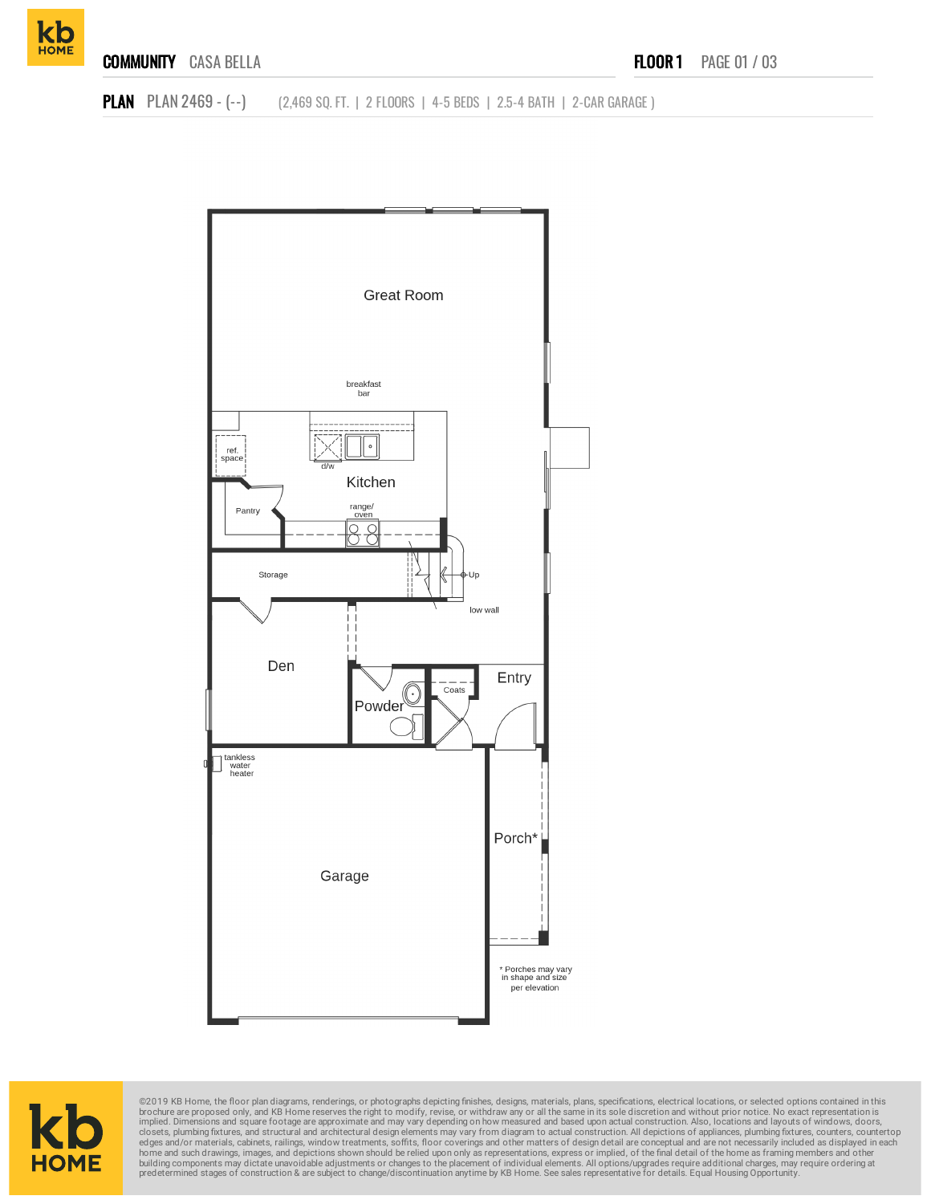**COMMUNITY** CASA BELLA

**FLOOR 1** PAGE 01 / 03

**PLAN** PLAN 2469 - (--) (2,469 SQ. FT. | 2 FLOORS | 4-5 BEDS | 2.5-4 BATH | 2-CAR GARAGE )

Great Room

breakfast bar

ref. space

d/w

Kitchen

Pantry

range/ oven

Storage

Up

low wall

Den

Powder

Coats

Entry

tankless water heater

Garage

Porch*

\* Porches may vary in shape and size per elevation

©2019 KB Home, the floor plan diagrams, renderings, or photographs depicting finishes, designs, materials, plans, specifications, electrical locations, or selected options contained in this brochure are proposed only, and KB Home reserves the right to modify, revise, or withdraw any or all the same in its sole discretion and without prior notice. No exact representation is implied. Dimensions and square footage are approximate and may vary depending on how measured and based upon actual construction. Also, locations and layouts of windows, doors, closets, plumbing fixtures, and structural and architectural design elements may vary from diagram to actual construction. All depictions of appliances, plumbing fixtures, counters, countertop edges and/or materials, cabinets, railings, window treatments, soffits, floor coverings and other matters of design detail are conceptual and are not necessarily included as displayed in each home and such drawings, images, and depictions shown should be relied upon only as representations, express or implied, of the final detail of the home as framing members and other building components may dictate unavoidable adjustments or changes to the placement of individual elements. All options/upgrades require additional charges, may require ordering at predetermined stages of construction & are subject to change/discontinuation anytime by KB Home. See sales representative for details. Equal Housing Opportunity.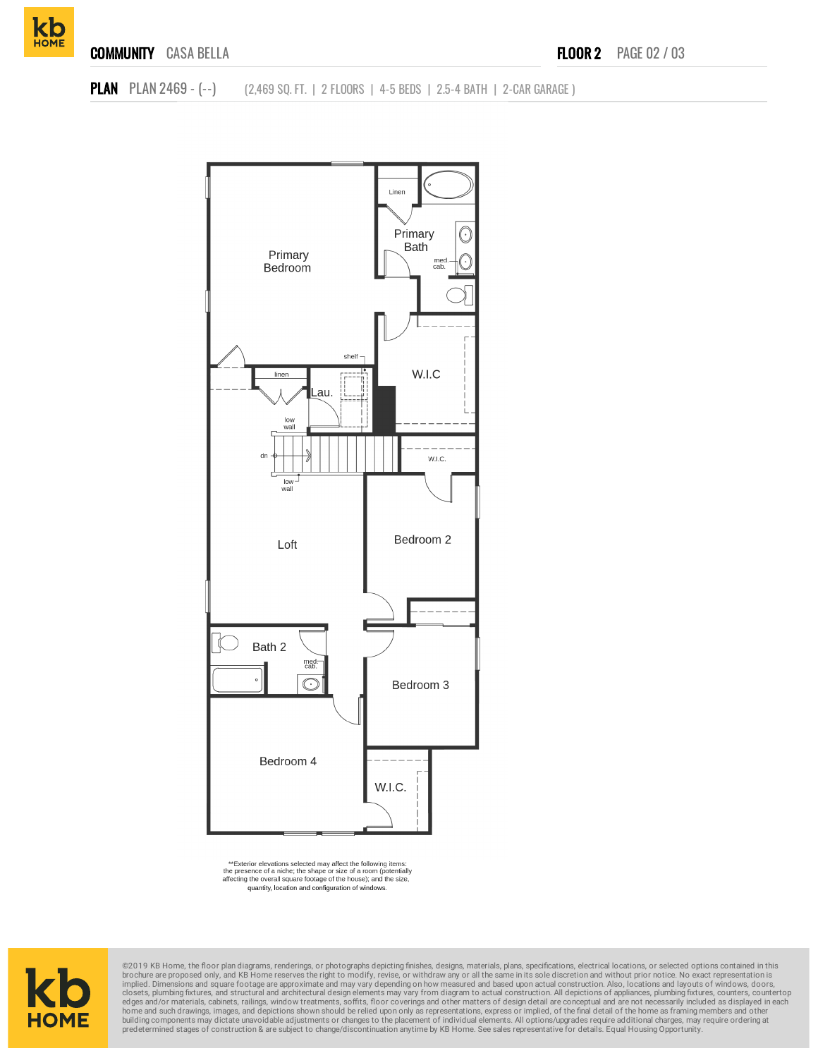**COMMUNITY** CASA BELLA

**FLOOR 2** PAGE 02 / 03

**PLAN** PLAN 2469 - (--) (2,469 SQ. FT. | 2 FLOORS | 4-5 BEDS | 2.5-4 BATH | 2-CAR GARAGE )

Primary Bedroom

Linen

Primary Bath

med. cab.

shelf

W.I.C

linen

Lau.

low wall

dn

low wall

W.I.C.

Loft

Bedroom 2

Bath 2

med. cab.

Bedroom 3

Bedroom 4

W.I.C.

**Exterior elevations selected may affect the following items: the presence of a niche; the shape or size of a room (potentially affecting the overall square footage of the house); and the size, quantity, location and configuration of windows.

©2019 KB Home, the floor plan diagrams, renderings, or photographs depicting finishes, designs, materials, plans, specifications, electrical locations, or selected options contained in this brochure are proposed only, and KB Home reserves the right to modify, revise, or withdraw any or all the same in its sole discretion and without prior notice. No exact representation is implied. Dimensions and square footage are approximate and may vary depending on how measured and based upon actual construction. Also, locations and layouts of windows, doors, closets, plumbing fixtures, and structural and architectural design elements may vary from diagram to actual construction. All depictions of appliances, plumbing fixtures, counters, countertop edges and/or materials, cabinets, railings, window treatments, soffits, floor coverings and other matters of design detail are conceptual and are not necessarily included as displayed in each home and such drawings, images, and depictions shown should be relied upon only as representations, expressed or implied, of the final detail of the home as framing members and other building components may dictate unavoidable adjustments or changes to the placement of individual elements. All options/upgrades require additional charges, may require ordering at predetermined stages of construction & are subject to change/discontinuation anytime by KB Home. See sales representative for details. Equal Housing Opportunity.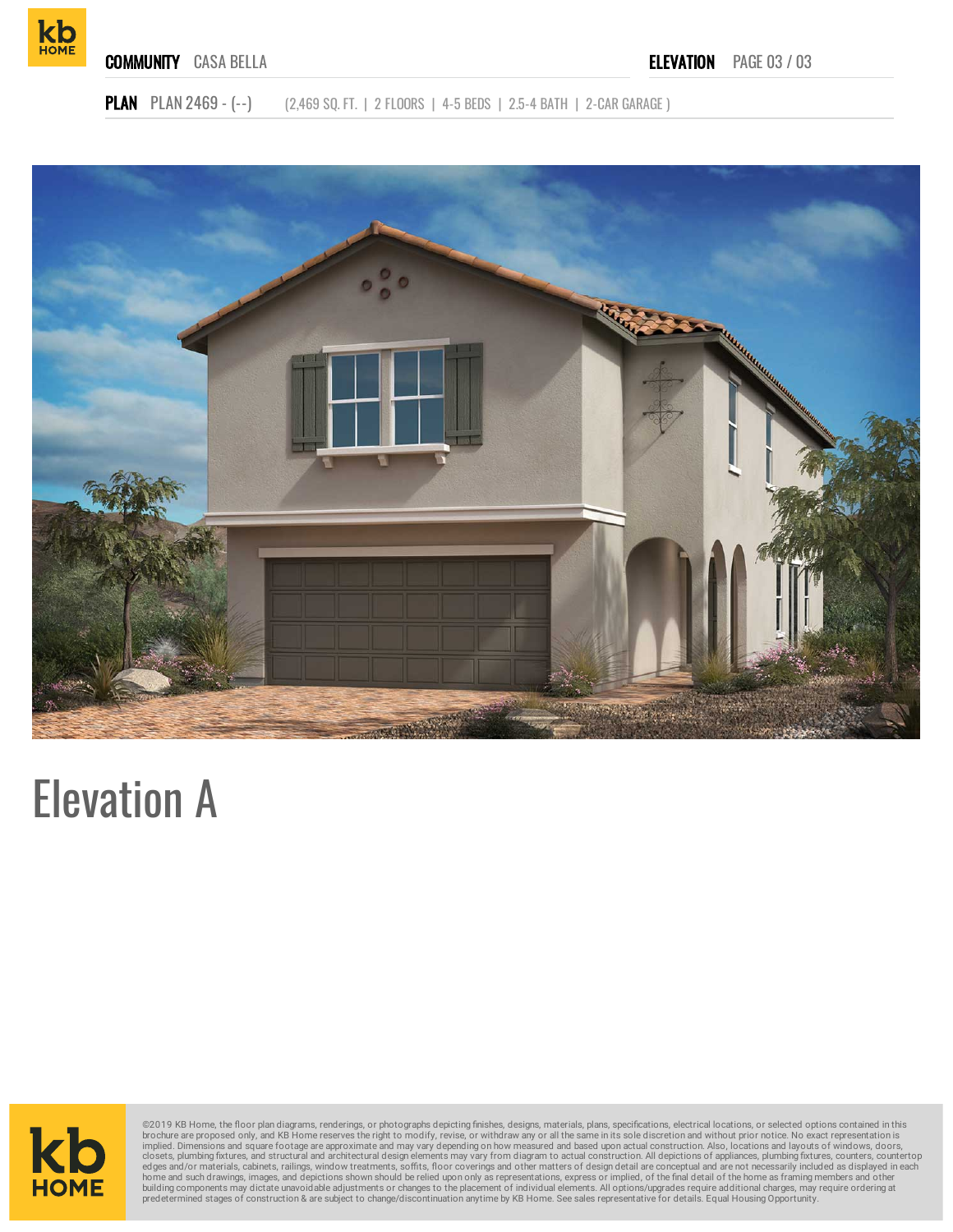**COMMUNITY** CASA BELLA

**ELEVATION** PAGE 03 / 03

**PLAN** PLAN 2469 - (--) (2,469 SQ. FT. | 2 FLOORS | 4-5 BEDS | 2.5-4 BATH | 2-CAR GARAGE )

# Elevation A

©2019 KB Home, the floor plan diagrams, renderings, or photographs depicting finishes, designs, materials, plans, specifications, electrical locations, or selected options contained in this brochure are proposed only, and KB Home reserves the right to modify, revise, or withdraw any or all the same in its sole discretion and without prior notice. No exact representation is implied. Dimensions and square footage are approximate and may vary depending on how measured and based upon actual construction. Also, locations and layouts of windows, doors, closets, plumbing fixtures, and structural and architectural design elements may vary from diagram to actual construction. All depictions of appliances, plumbing fixtures, counters, countertop edges and/or materials, cabinets, railings, window treatments, soffits, floor coverings and other matters of design detail are conceptual and are not necessarily included as displayed in each home and such drawings, images, and depictions shown should be relied upon only as representations, express or implied, of the final detail of the home as framing members and other building components may dictate unavoidable adjustments or changes to the placement of individual elements. All options/upgrades require additional charges, may require ordering at predetermined stages of construction & are subject to change/discontinuation anytime by KB Home. See sales representative for details. Equal Housing Opportunity.